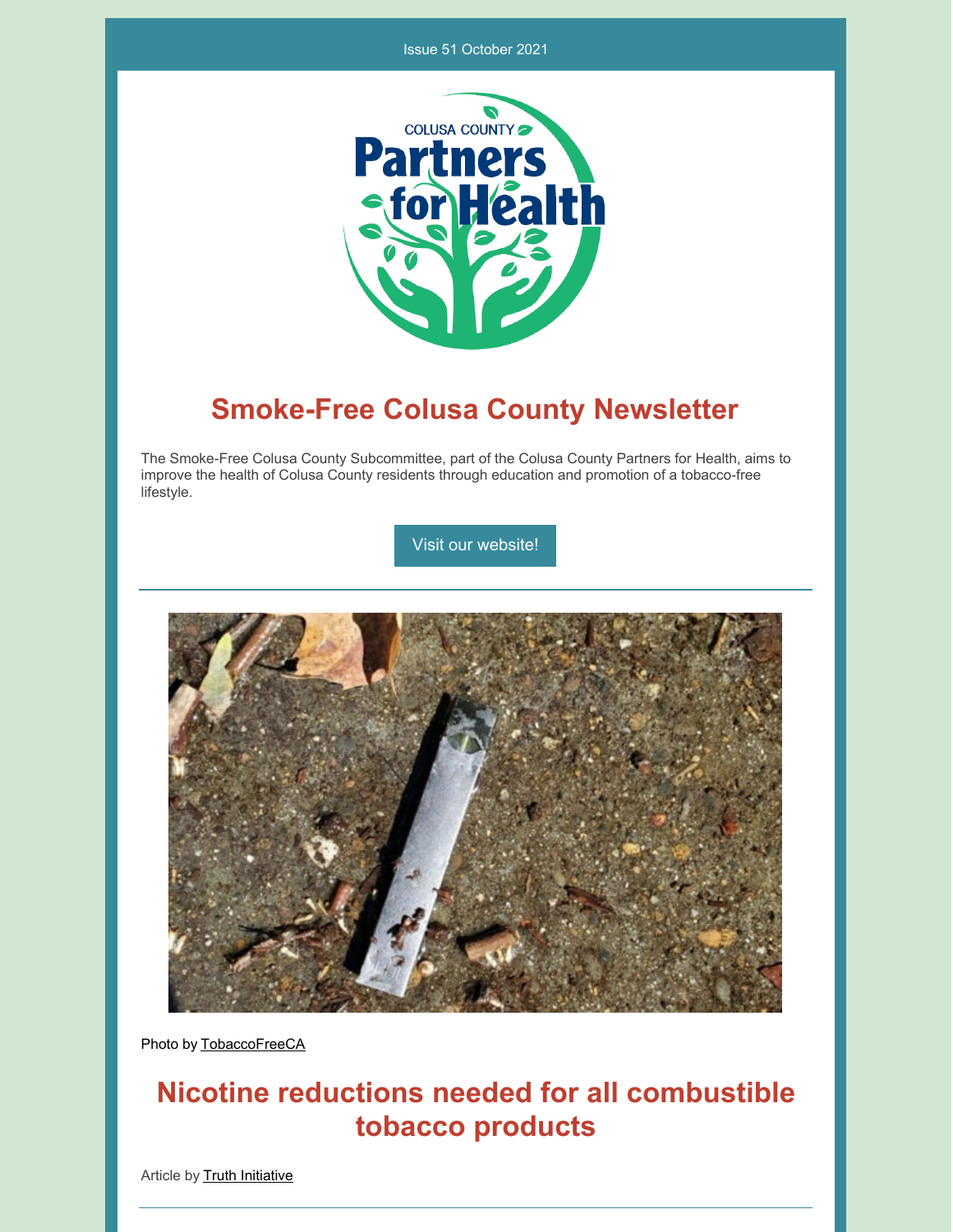Issue 51 October 2021

# Smoke-Free Colusa County Newsletter

The Smoke-Free Colusa County Subcommittee, part of the Colusa County Partners for Health, aims to improve the health of Colusa County residents through education and promotion of a tobacco-free lifestyle.

Visit our website!

Photo by TobaccoFreeCA

## Nicotine reductions needed for all combustible tobacco products

Article by Truth Initiative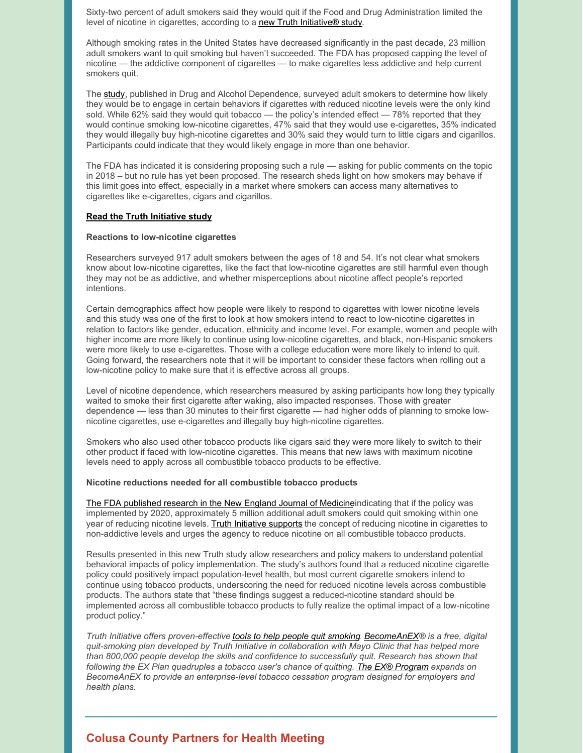Sixty-two percent of adult smokers said they would quit if the Food and Drug Administration limited the level of nicotine in cigarettes, according to a new Truth Initiative® study.

Although smoking rates in the United States have decreased significantly in the past decade, 23 million adult smokers want to quit smoking but haven't succeeded. The FDA has proposed capping the level of nicotine — the addictive component of cigarettes — to make cigarettes less addictive and help current smokers quit.

The study, published in Drug and Alcohol Dependence, surveyed adult smokers to determine how likely they would be to engage in certain behaviors if cigarettes with reduced nicotine levels were the only kind sold. While 62% said they would quit tobacco — the policy's intended effect — 78% reported that they would continue smoking low-nicotine cigarettes, 47% said that they would use e-cigarettes, 35% indicated they would illegally buy high-nicotine cigarettes and 30% said they would turn to little cigars and cigarillos. Participants could indicate that they would likely engage in more than one behavior.

The FDA has indicated it is considering proposing such a rule — asking for public comments on the topic in 2018 – but no rule has yet been proposed. The research sheds light on how smokers may behave if this limit goes into effect, especially in a market where smokers can access many alternatives to cigarettes like e-cigarettes, cigars and cigarillos.

**Read the Truth Initiative study**

**Reactions to low-nicotine cigarettes**

Researchers surveyed 917 adult smokers between the ages of 18 and 54. It's not clear what smokers know about low-nicotine cigarettes, like the fact that low-nicotine cigarettes are still harmful even though they may not be as addictive, and whether misperceptions about nicotine affect people's reported intentions.

Certain demographics affect how people were likely to respond to cigarettes with lower nicotine levels and this study was one of the first to look at how smokers intend to react to low-nicotine cigarettes in relation to factors like gender, education, ethnicity and income level. For example, women and people with higher income are more likely to continue using low-nicotine cigarettes, and black, non-Hispanic smokers were more likely to use e-cigarettes. Those with a college education were more likely to intend to quit. Going forward, the researchers note that it will be important to consider these factors when rolling out a low-nicotine policy to make sure that it is effective across all groups.

Level of nicotine dependence, which researchers measured by asking participants how long they typically waited to smoke their first cigarette after waking, also impacted responses. Those with greater dependence — less than 30 minutes to their first cigarette — had higher odds of planning to smoke low-nicotine cigarettes, use e-cigarettes and illegally buy high-nicotine cigarettes.

Smokers who also used other tobacco products like cigars said they were more likely to switch to their other product if faced with low-nicotine cigarettes. This means that new laws with maximum nicotine levels need to apply across all combustible tobacco products to be effective.

**Nicotine reductions needed for all combustible tobacco products**

The FDA published research in the New England Journal of Medicineindicating that if the policy was implemented by 2020, approximately 5 million additional adult smokers could quit smoking within one year of reducing nicotine levels. Truth Initiative supports the concept of reducing nicotine in cigarettes to non-addictive levels and urges the agency to reduce nicotine on all combustible tobacco products.

Results presented in this new Truth study allow researchers and policy makers to understand potential behavioral impacts of policy implementation. The study's authors found that a reduced nicotine cigarette policy could positively impact population-level health, but most current cigarette smokers intend to continue using tobacco products, underscoring the need for reduced nicotine levels across combustible products. The authors state that "these findings suggest a reduced-nicotine standard should be implemented across all combustible tobacco products to fully realize the optimal impact of a low-nicotine product policy."

*Truth Initiative offers proven-effective tools to help people quit smoking. BecomeAnEX® is a free, digital quit-smoking plan developed by Truth Initiative in collaboration with Mayo Clinic that has helped more than 800,000 people develop the skills and confidence to successfully quit. Research has shown that following the EX Plan quadruples a tobacco user's chance of quitting. The EX® Program expands on BecomeAnEX to provide an enterprise-level tobacco cessation program designed for employers and health plans.*

## Colusa County Partners for Health Meeting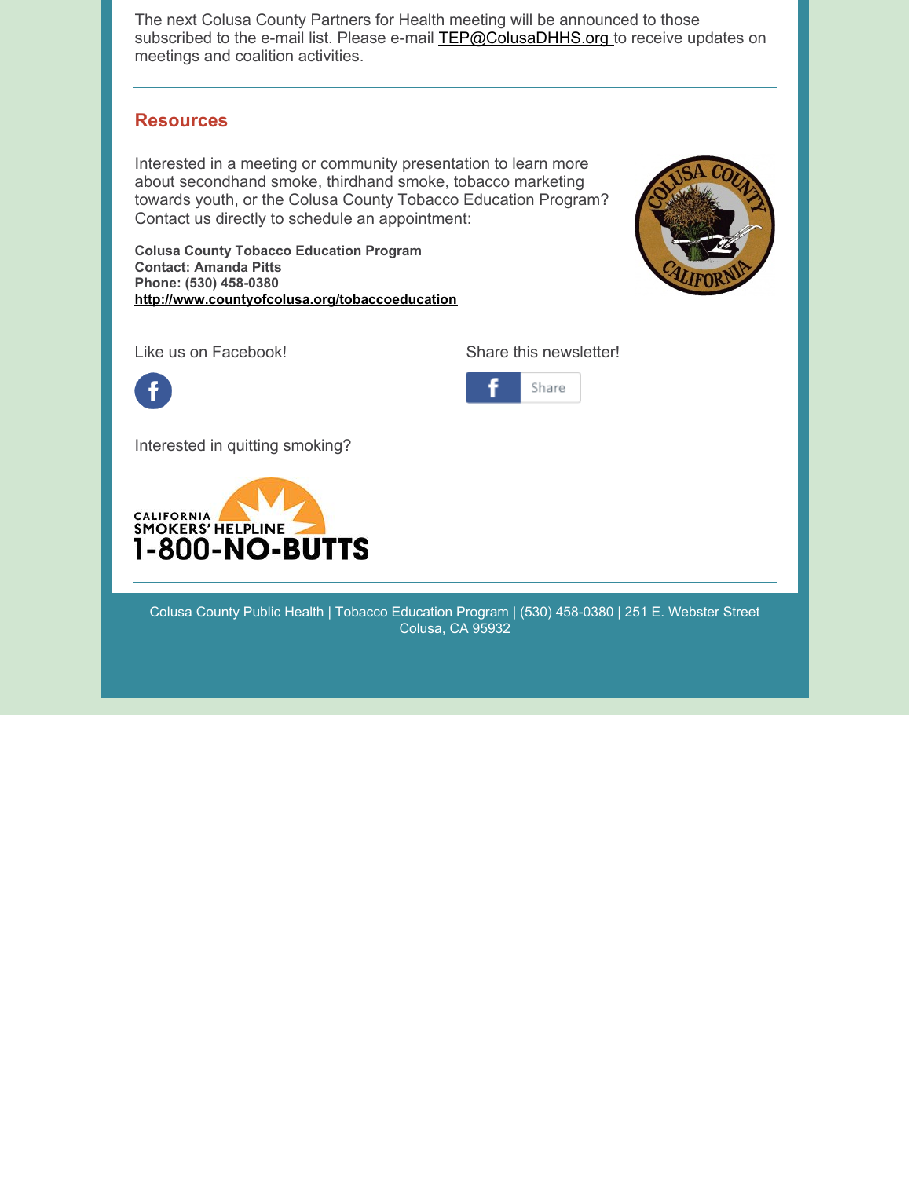The next Colusa County Partners for Health meeting will be announced to those subscribed to the e-mail list. Please e-mail TEP@ColusaDHHS.org to receive updates on meetings and coalition activities.

## Resources

Interested in a meeting or community presentation to learn more about secondhand smoke, thirdhand smoke, tobacco marketing towards youth, or the Colusa County Tobacco Education Program? Contact us directly to schedule an appointment:

**Colusa County Tobacco Education Program**
**Contact: Amanda Pitts**
**Phone: (530) 458-0380**
**http://www.countyofcolusa.org/tobaccoeducation**

Like us on Facebook!

Share this newsletter!

Share

Interested in quitting smoking?

CALIFORNIA SMOKERS' HELPLINE 1-800-NO-BUTTS

Colusa County Public Health | Tobacco Education Program | (530) 458-0380 | 251 E. Webster Street Colusa, CA 95932